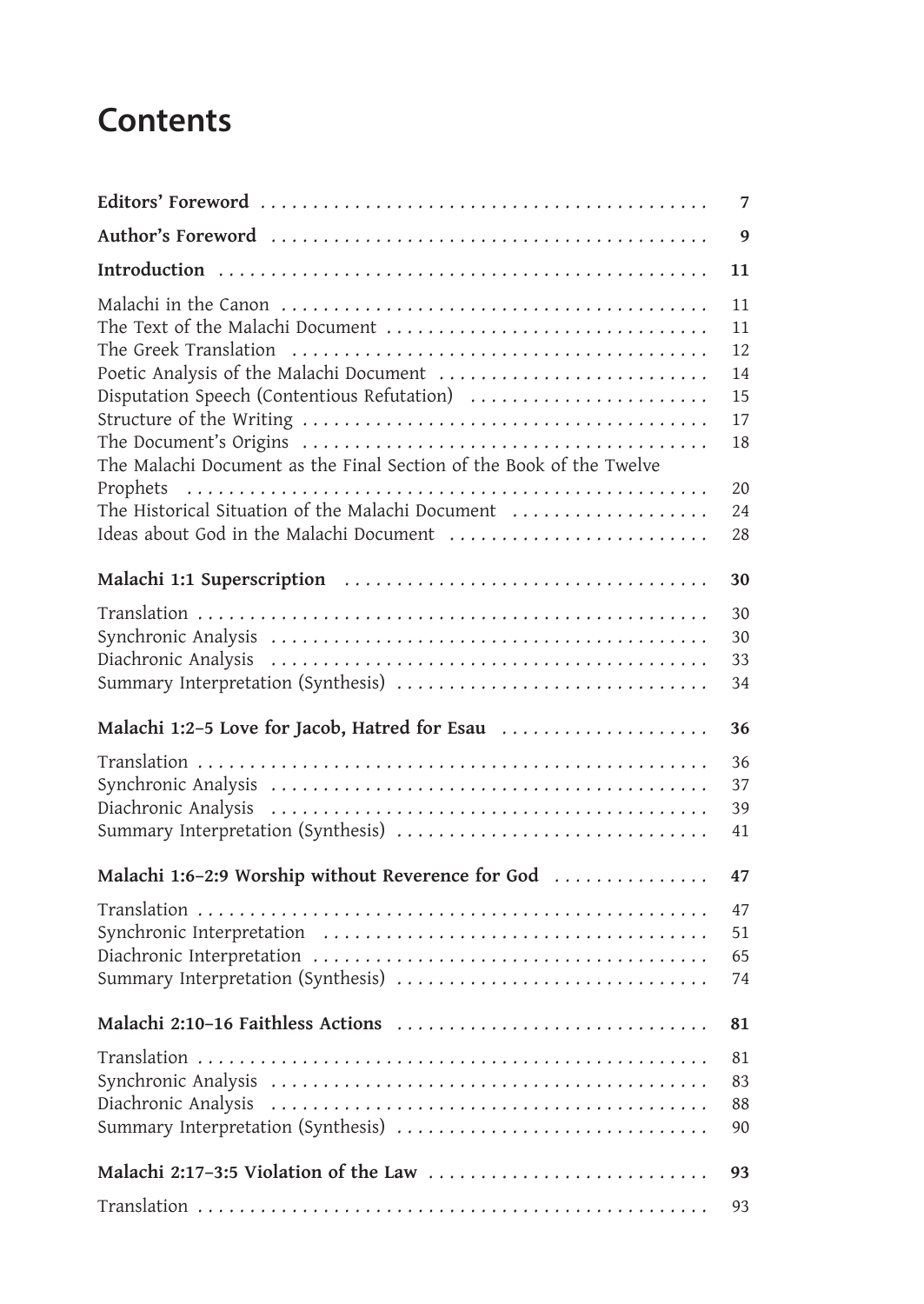# Contents

| | |
|---|---|
| **Editors' Foreword** | **7** |
| **Author's Foreword** | **9** |
| **Introduction** | **11** |
| Malachi in the Canon | 11 |
| The Text of the Malachi Document | 11 |
| The Greek Translation | 12 |
| Poetic Analysis of the Malachi Document | 14 |
| Disputation Speech (Contentious Refutation) | 15 |
| Structure of the Writing | 17 |
| The Document's Origins | 18 |
| The Malachi Document as the Final Section of the Book of the Twelve Prophets | 20 |
| The Historical Situation of the Malachi Document | 24 |
| Ideas about God in the Malachi Document | 28 |
| **Malachi 1:1 Superscription** | **30** |
| Translation | 30 |
| Synchronic Analysis | 30 |
| Diachronic Analysis | 33 |
| Summary Interpretation (Synthesis) | 34 |
| **Malachi 1:2–5 Love for Jacob, Hatred for Esau** | **36** |
| Translation | 36 |
| Synchronic Analysis | 37 |
| Diachronic Analysis | 39 |
| Summary Interpretation (Synthesis) | 41 |
| **Malachi 1:6–2:9 Worship without Reverence for God** | **47** |
| Translation | 47 |
| Synchronic Interpretation | 51 |
| Diachronic Interpretation | 65 |
| Summary Interpretation (Synthesis) | 74 |
| **Malachi 2:10–16 Faithless Actions** | **81** |
| Translation | 81 |
| Synchronic Analysis | 83 |
| Diachronic Analysis | 88 |
| Summary Interpretation (Synthesis) | 90 |
| **Malachi 2:17–3:5 Violation of the Law** | **93** |
| Translation | 93 |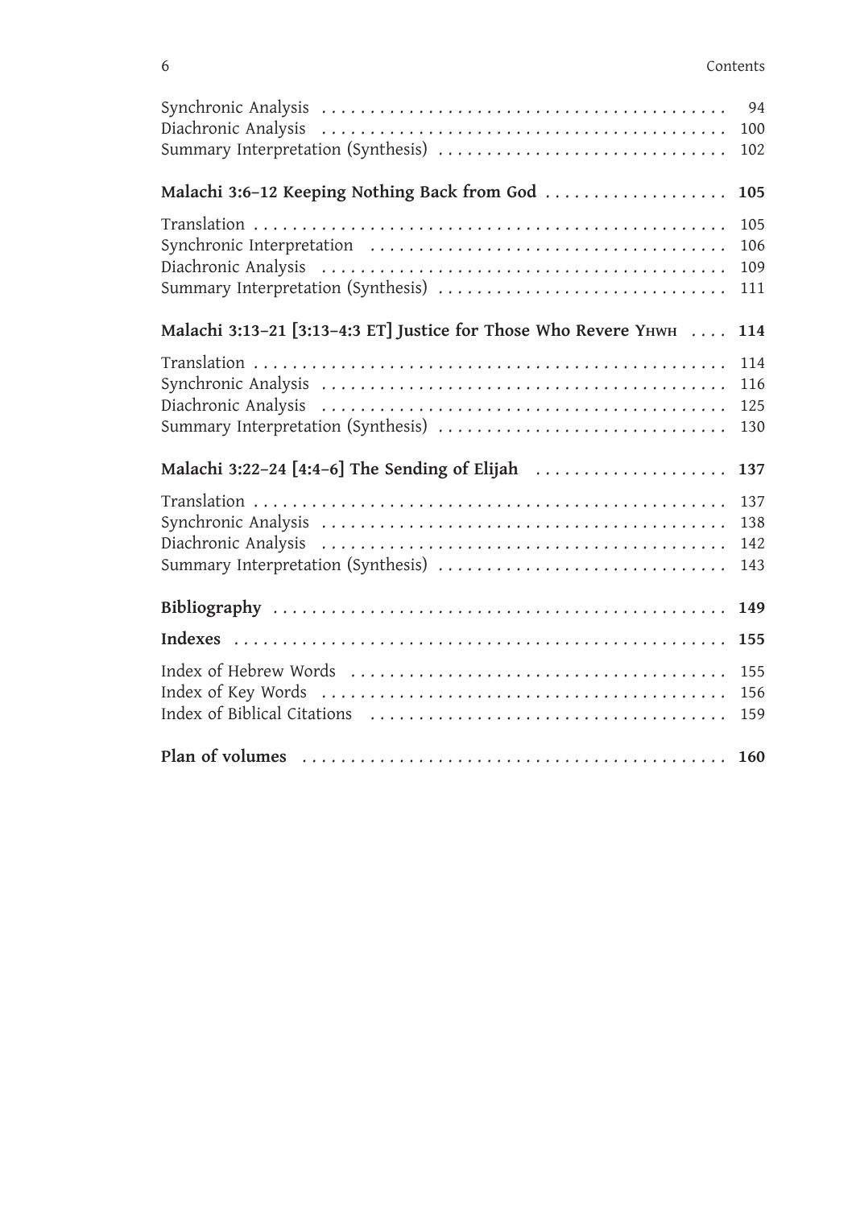Synchronic Analysis ........................................ 94
Diachronic Analysis ........................................ 100
Summary Interpretation (Synthesis) ........................................ 102

**Malachi 3:6–12 Keeping Nothing Back from God ........................................ 105**

Translation ........................................ 105
Synchronic Interpretation ........................................ 106
Diachronic Analysis ........................................ 109
Summary Interpretation (Synthesis) ........................................ 111

**Malachi 3:13–21 [3:13–4:3 ET] Justice for Those Who Revere YHWH ........ 114**

Translation ........................................ 114
Synchronic Analysis ........................................ 116
Diachronic Analysis ........................................ 125
Summary Interpretation (Synthesis) ........................................ 130

**Malachi 3:22–24 [4:4–6] The Sending of Elijah ........................................ 137**

Translation ........................................ 137
Synchronic Analysis ........................................ 138
Diachronic Analysis ........................................ 142
Summary Interpretation (Synthesis) ........................................ 143

**Bibliography ........................................ 149**

**Indexes ........................................ 155**

Index of Hebrew Words ........................................ 155
Index of Key Words ........................................ 156
Index of Biblical Citations ........................................ 159

**Plan of volumes ........................................ 160**